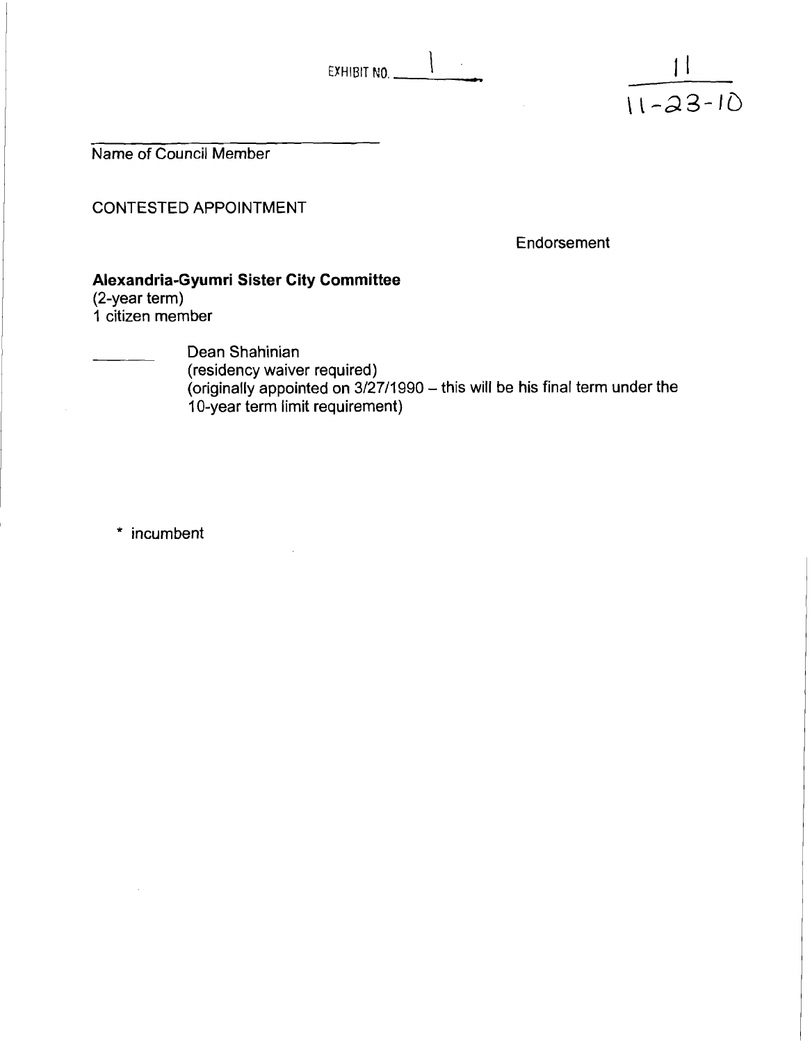EXHIBIT NO. 1

11
11-23-10

______________________________
Name of Council Member

CONTESTED APPOINTMENT

Endorsement

**Alexandria-Gyumri Sister City Committee**
(2-year term)
1 citizen member

________ Dean Shahinian
(residency waiver required)
(originally appointed on 3/27/1990 – this will be his final term under the 10-year term limit requirement)

\* incumbent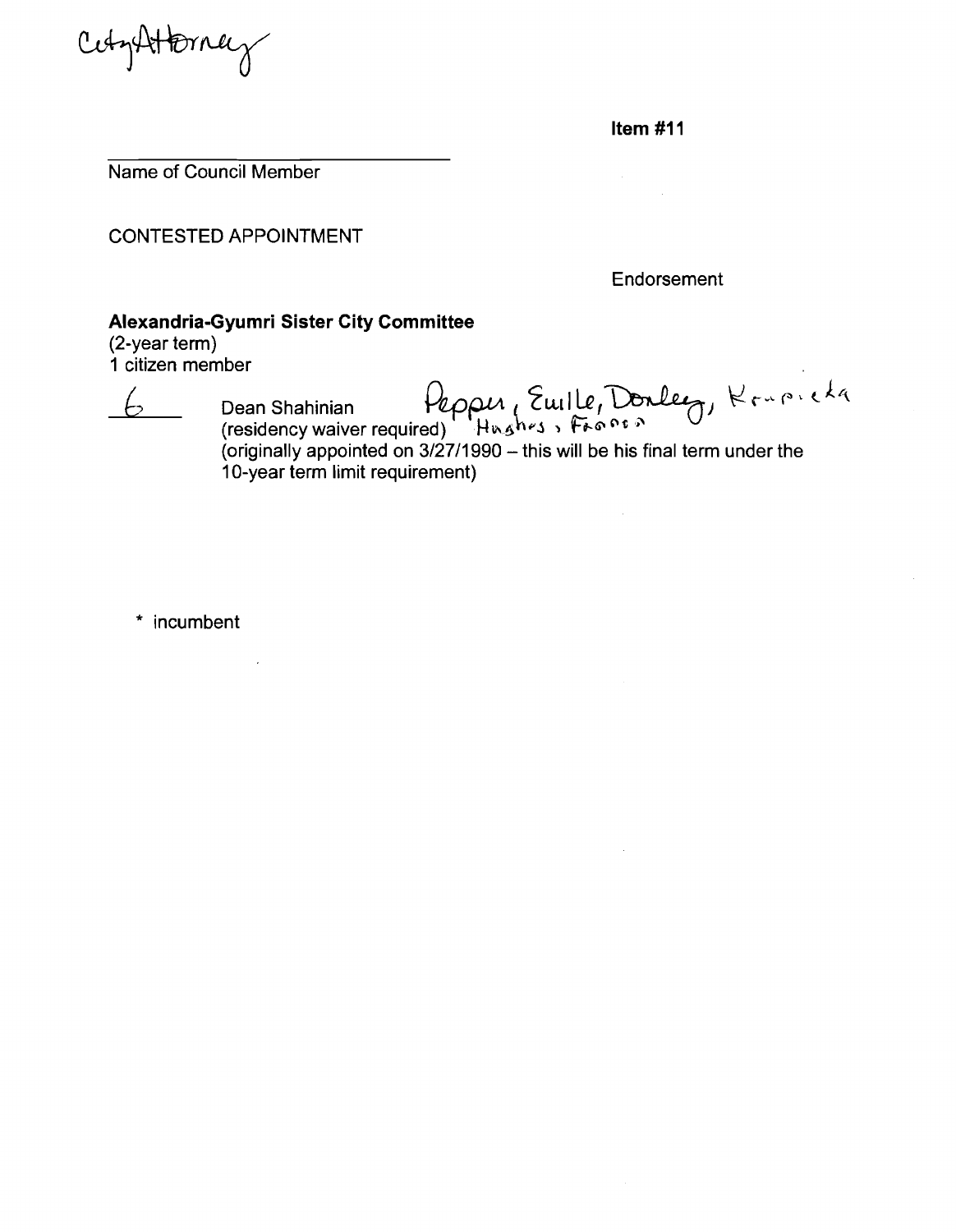CityAttorney

**Item #11**

_______________________
Name of Council Member

CONTESTED APPOINTMENT

Endorsement

**Alexandria-Gyumri Sister City Committee**
(2-year term)
1 citizen member

6 Dean Shahinian Pepper, Euille, Donley, Krupicka
(residency waiver required) Hughes, Gaines
(originally appointed on 3/27/1990 – this will be his final term under the 10-year term limit requirement)

* incumbent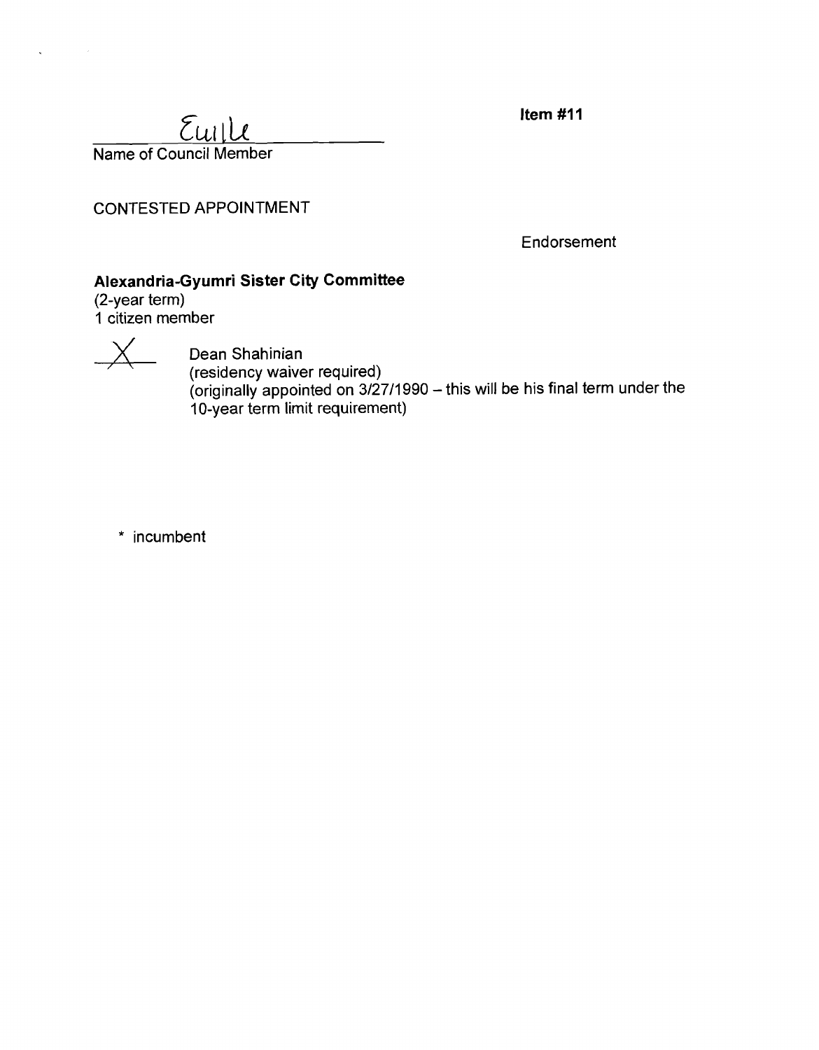Euille
Name of Council Member

**Item #11**

CONTESTED APPOINTMENT

Endorsement

**Alexandria-Gyumri Sister City Committee**
(2-year term)
1 citizen member

X Dean Shahinian
(residency waiver required)
(originally appointed on 3/27/1990 – this will be his final term under the 10-year term limit requirement)

\* incumbent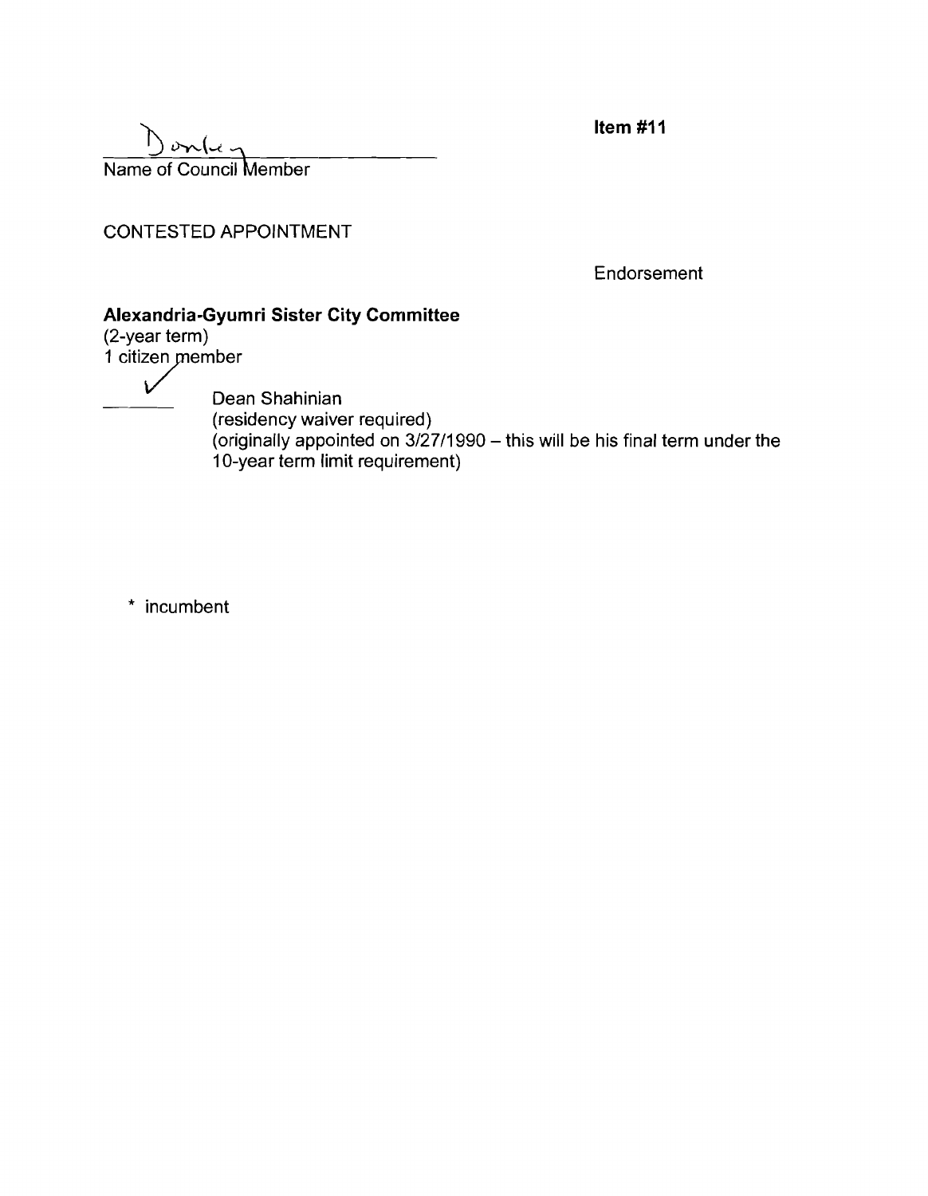Donley

Name of Council Member

**Item #11**

CONTESTED APPOINTMENT

Endorsement

**Alexandria-Gyumri Sister City Committee**

(2-year term)

1 citizen member

✓ Dean Shahinian

(residency waiver required)

(originally appointed on 3/27/1990 – this will be his final term under the 10-year term limit requirement)

* incumbent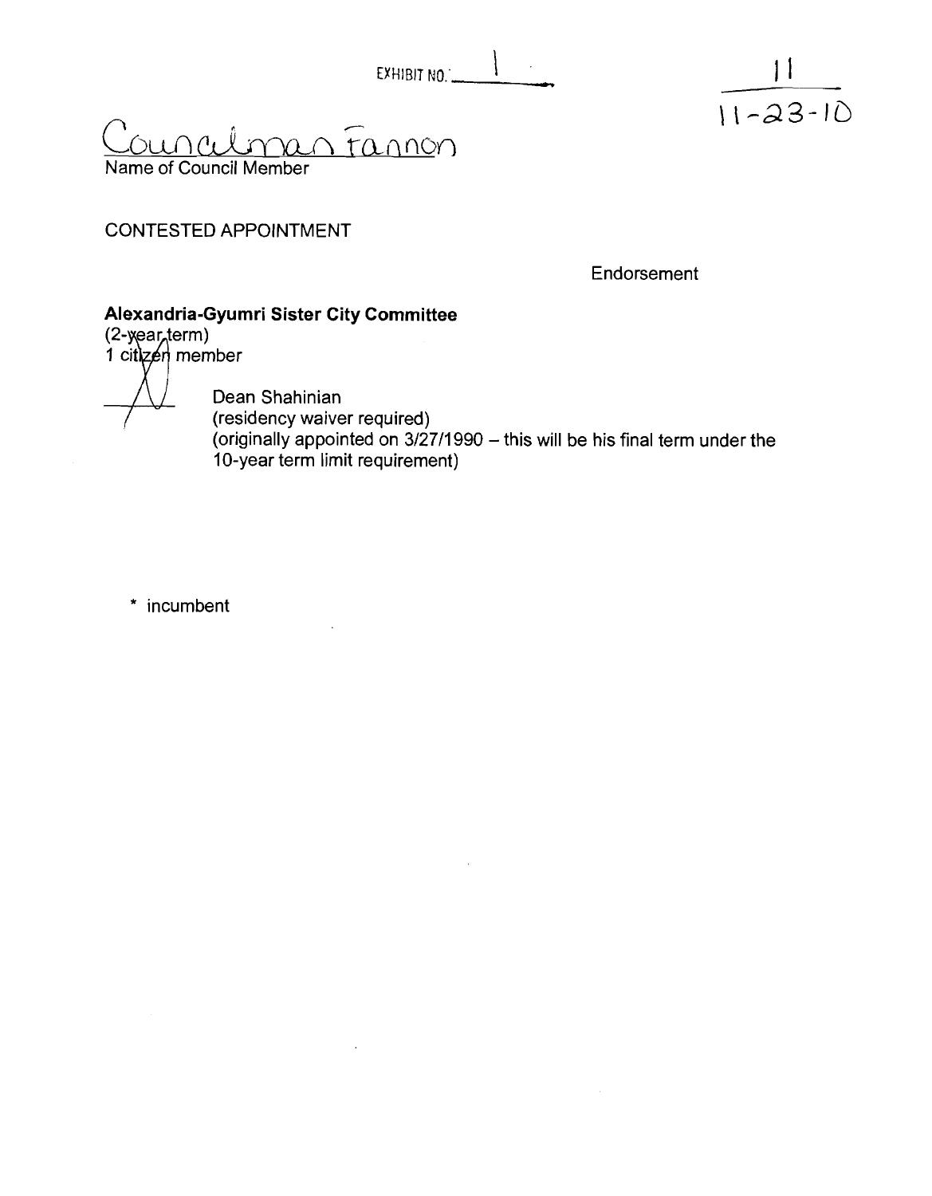EXHIBIT NO. 1

11
11-23-10

Councilman Fannon
Name of Council Member

CONTESTED APPOINTMENT

Endorsement

**Alexandria-Gyumri Sister City Committee**
(2-year term)
1 citizen member

X Dean Shahinian
(residency waiver required)
(originally appointed on 3/27/1990 – this will be his final term under the 10-year term limit requirement)

\* incumbent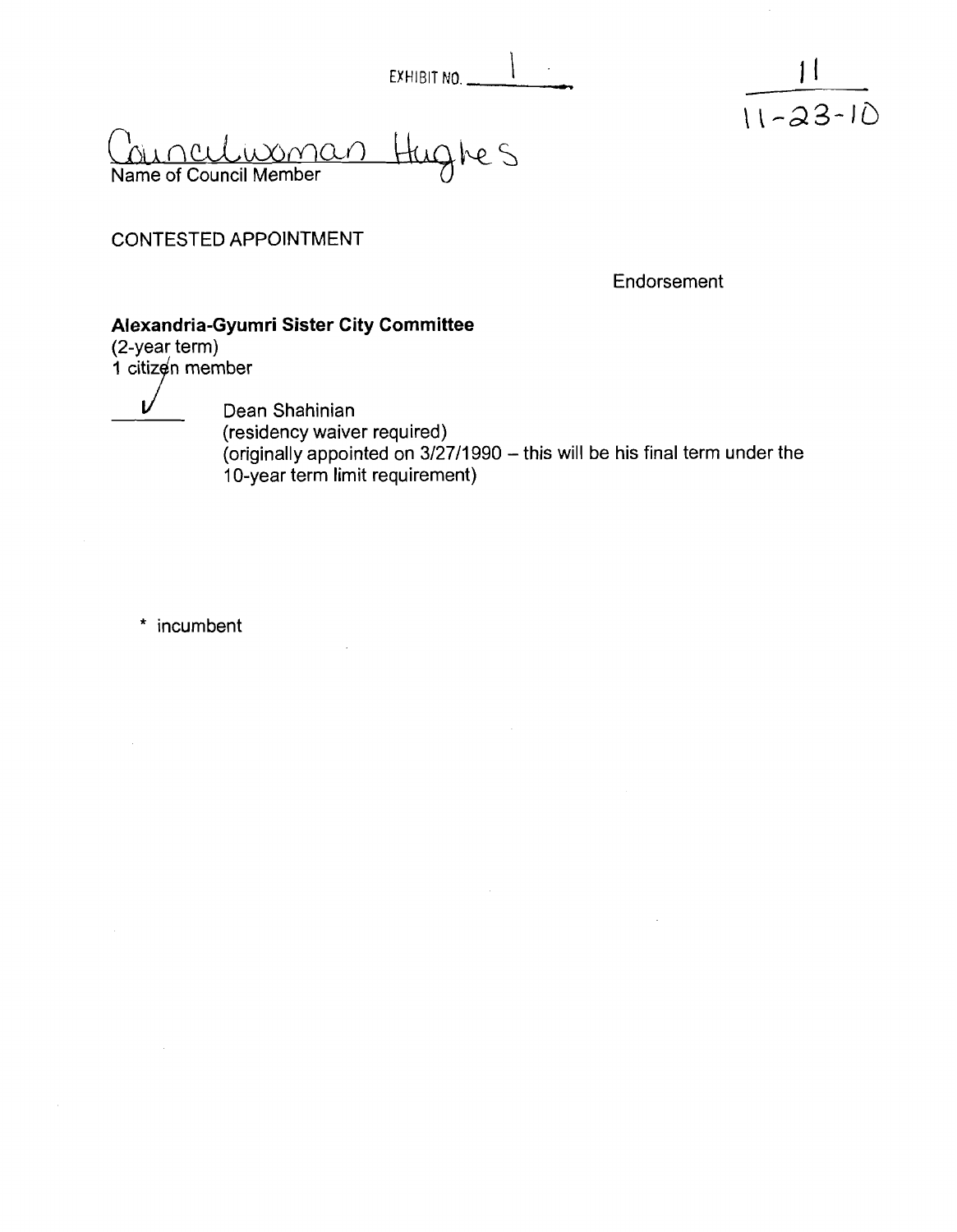EXHIBIT NO. 1

11
11-23-10

Councilwoman Hughes
Name of Council Member

CONTESTED APPOINTMENT

Endorsement

**Alexandria-Gyumri Sister City Committee**
(2-year term)
1 citizen member

✓ Dean Shahinian
(residency waiver required)
(originally appointed on 3/27/1990 – this will be his final term under the 10-year term limit requirement)

* incumbent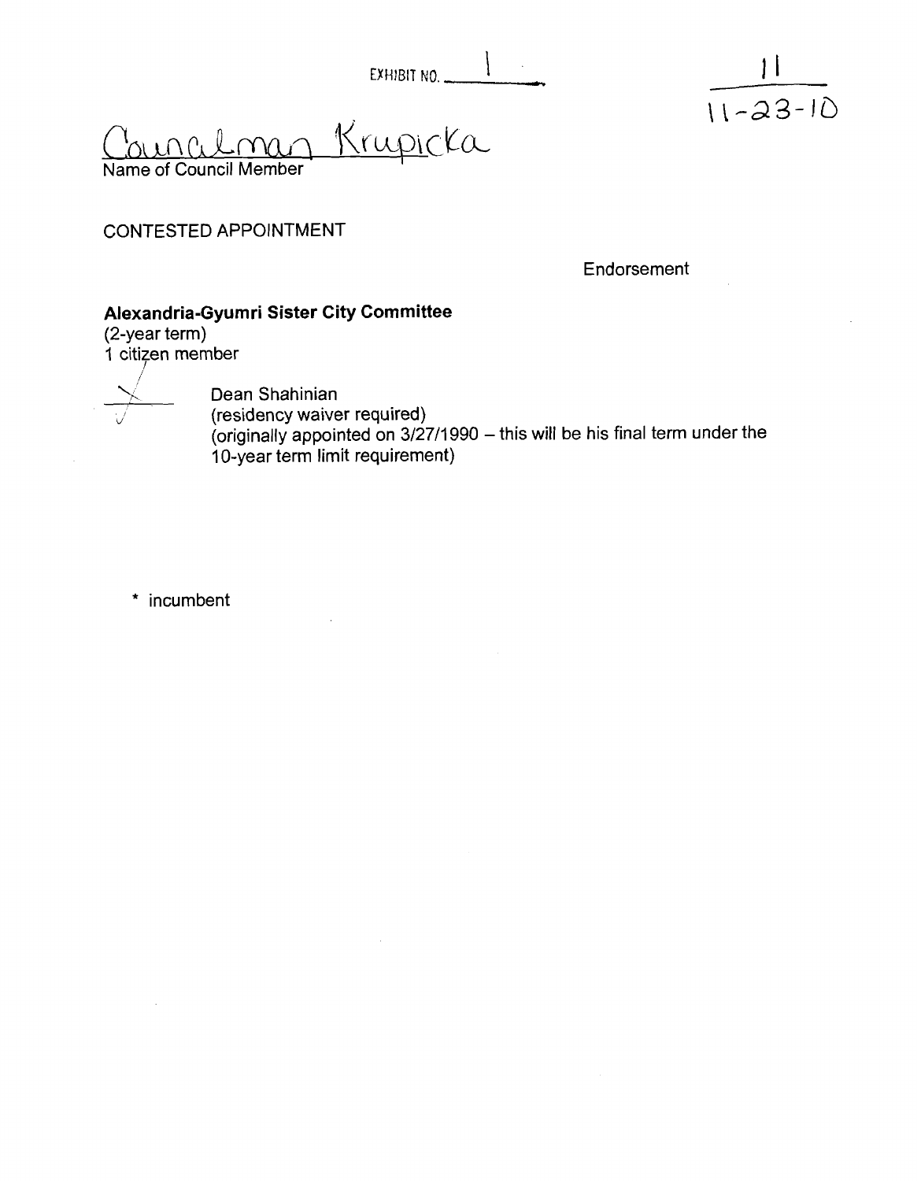EXHIBIT NO. 1

11
11-23-10

Councilman Krupicka
Name of Council Member

CONTESTED APPOINTMENT

Endorsement

**Alexandria-Gyumri Sister City Committee**
(2-year term)
1 citizen member

✓ Dean Shahinian
(residency waiver required)
(originally appointed on 3/27/1990 – this will be his final term under the 10-year term limit requirement)

* incumbent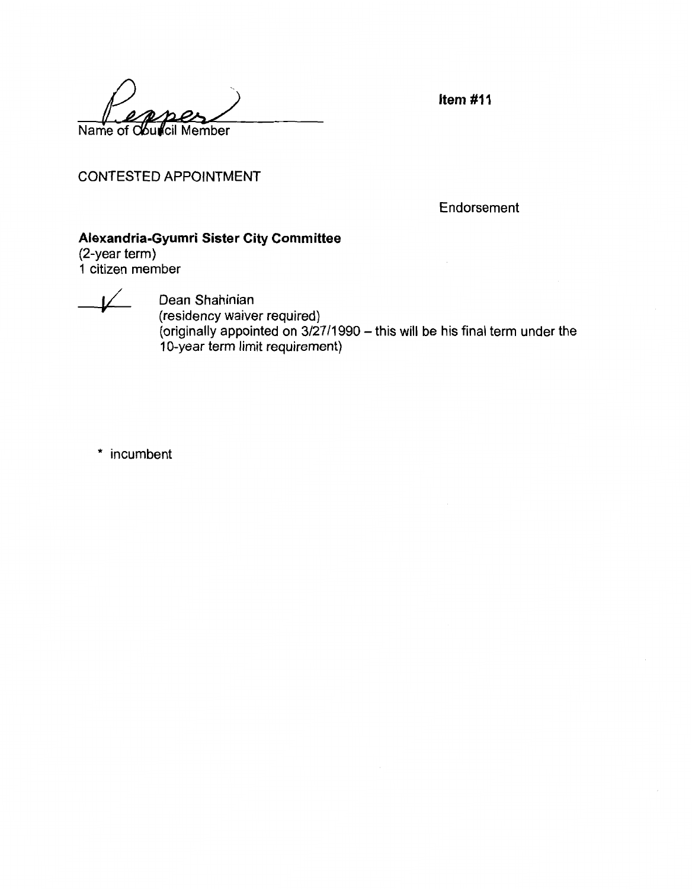Pepper
Name of Council Member

**Item #11**

CONTESTED APPOINTMENT

Endorsement

**Alexandria-Gyumri Sister City Committee**
(2-year term)
1 citizen member

✓ Dean Shahinian
(residency waiver required)
(originally appointed on 3/27/1990 – this will be his final term under the 10-year term limit requirement)

* incumbent